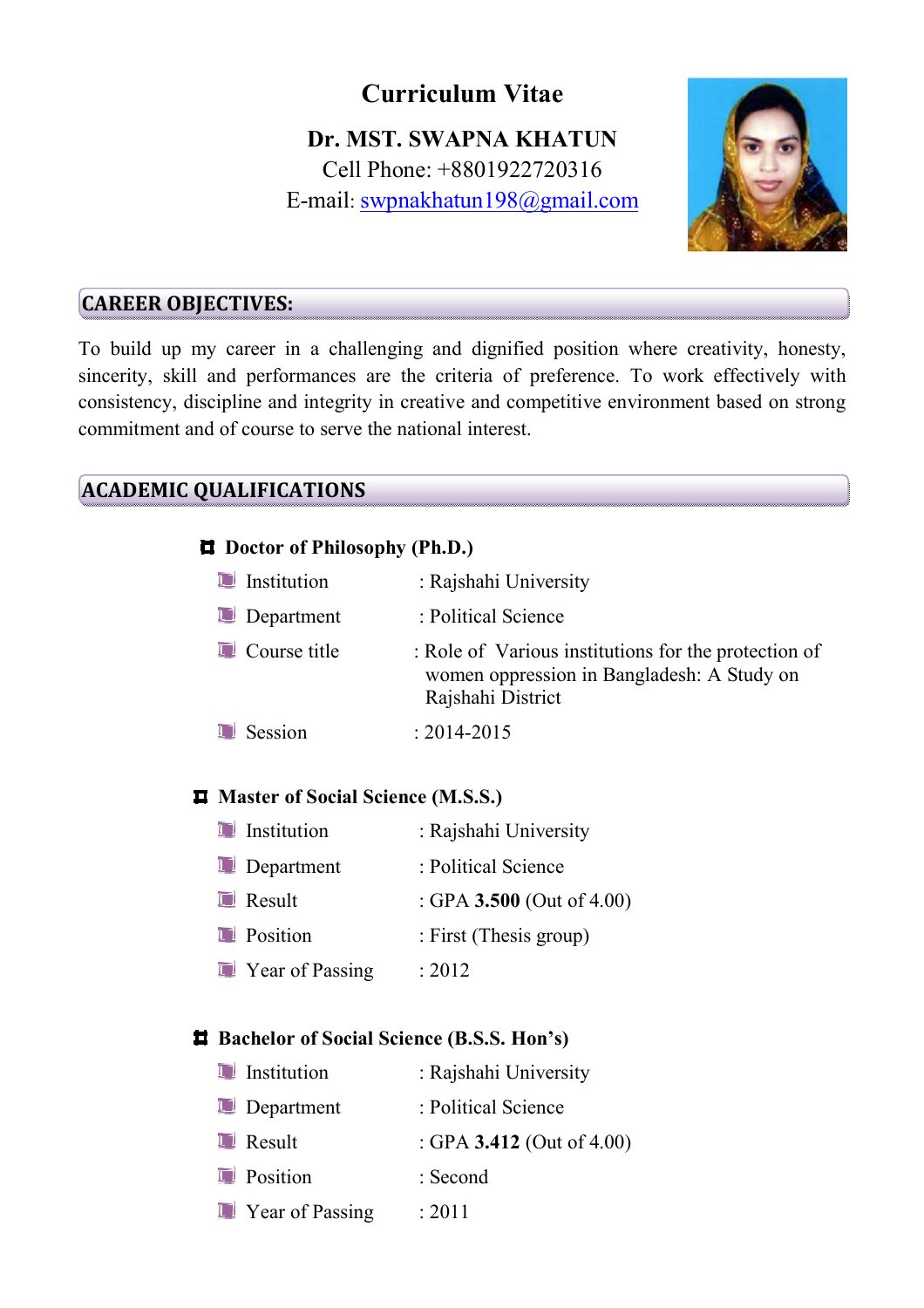# Curriculum Vitae

**Dr. MST. SWAPNA KHATUN**

Cell Phone: +8801922720316

E-mail: swpnakhatun198@gmail.com

## CAREER OBJECTIVES:

To build up my career in a challenging and dignified position where creativity, honesty, sincerity, skill and performances are the criteria of preference. To work effectively with consistency, discipline and integrity in creative and competitive environment based on strong commitment and of course to serve the national interest.

## ACADEMIC QUALIFICATIONS

### Doctor of Philosophy (Ph.D.)

- Institution : Rajshahi University
- Department : Political Science
- Course title : Role of Various institutions for the protection of women oppression in Bangladesh: A Study on Rajshahi District
- Session : 2014-2015

### Master of Social Science (M.S.S.)

- Institution : Rajshahi University
- Department : Political Science
- Result : GPA **3.500** (Out of 4.00)
- Position : First (Thesis group)
- Year of Passing : 2012

### Bachelor of Social Science (B.S.S. Hon's)

- Institution : Rajshahi University
- Department : Political Science
- Result : GPA **3.412** (Out of 4.00)
- Position : Second
- Year of Passing : 2011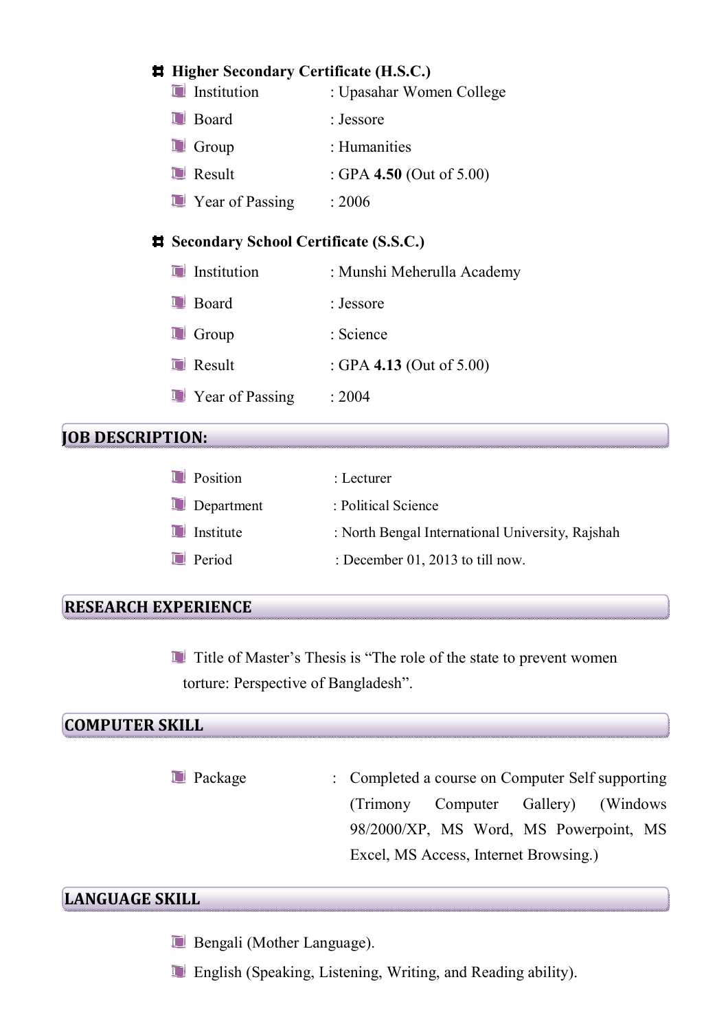### Higher Secondary Certificate (H.S.C.)

- Institution : Upasahar Women College
- Board : Jessore
- Group : Humanities
- Result : GPA **4.50** (Out of 5.00)
- Year of Passing : 2006

### Secondary School Certificate (S.S.C.)

- Institution : Munshi Meherulla Academy
- Board : Jessore
- Group : Science
- Result : GPA **4.13** (Out of 5.00)
- Year of Passing : 2004

## JOB DESCRIPTION:

- Position : Lecturer
- Department : Political Science
- Institute : North Bengal International University, Rajshah
- Period : December 01, 2013 to till now.

## RESEARCH EXPERIENCE

- Title of Master's Thesis is "The role of the state to prevent women torture: Perspective of Bangladesh".

## COMPUTER SKILL

- Package : Completed a course on Computer Self supporting (Trimony Computer Gallery) (Windows 98/2000/XP, MS Word, MS Powerpoint, MS Excel, MS Access, Internet Browsing.)

## LANGUAGE SKILL

- Bengali (Mother Language).
- English (Speaking, Listening, Writing, and Reading ability).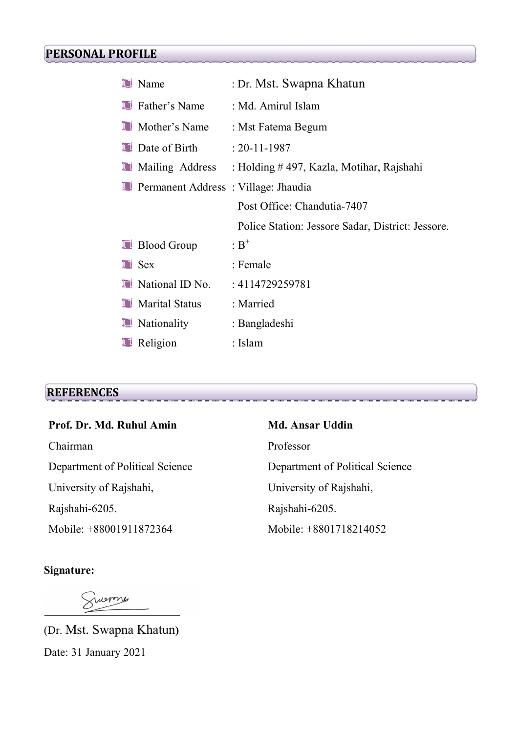## PERSONAL PROFILE

- Name : Dr. Mst. Swapna Khatun
- Father's Name : Md. Amirul Islam
- Mother's Name : Mst Fatema Begum
- Date of Birth : 20-11-1987
- Mailing Address : Holding # 497, Kazla, Motihar, Rajshahi
- Permanent Address : Village: Jhaudia
  Post Office: Chandutia-7407
  Police Station: Jessore Sadar, District: Jessore.
- Blood Group : $B^+$
- Sex : Female
- National ID No. : 4114729259781
- Marital Status : Married
- Nationality : Bangladeshi
- Religion : Islam

## REFERENCES

**Prof. Dr. Md. Ruhul Amin**
Chairman
Department of Political Science
University of Rajshahi,
Rajshahi-6205.
Mobile: +88001911872364

**Md. Ansar Uddin**
Professor
Department of Political Science
University of Rajshahi,
Rajshahi-6205.
Mobile: +8801718214052

**Signature:**

(Dr. Mst. Swapna Khatun)
Date: 31 January 2021